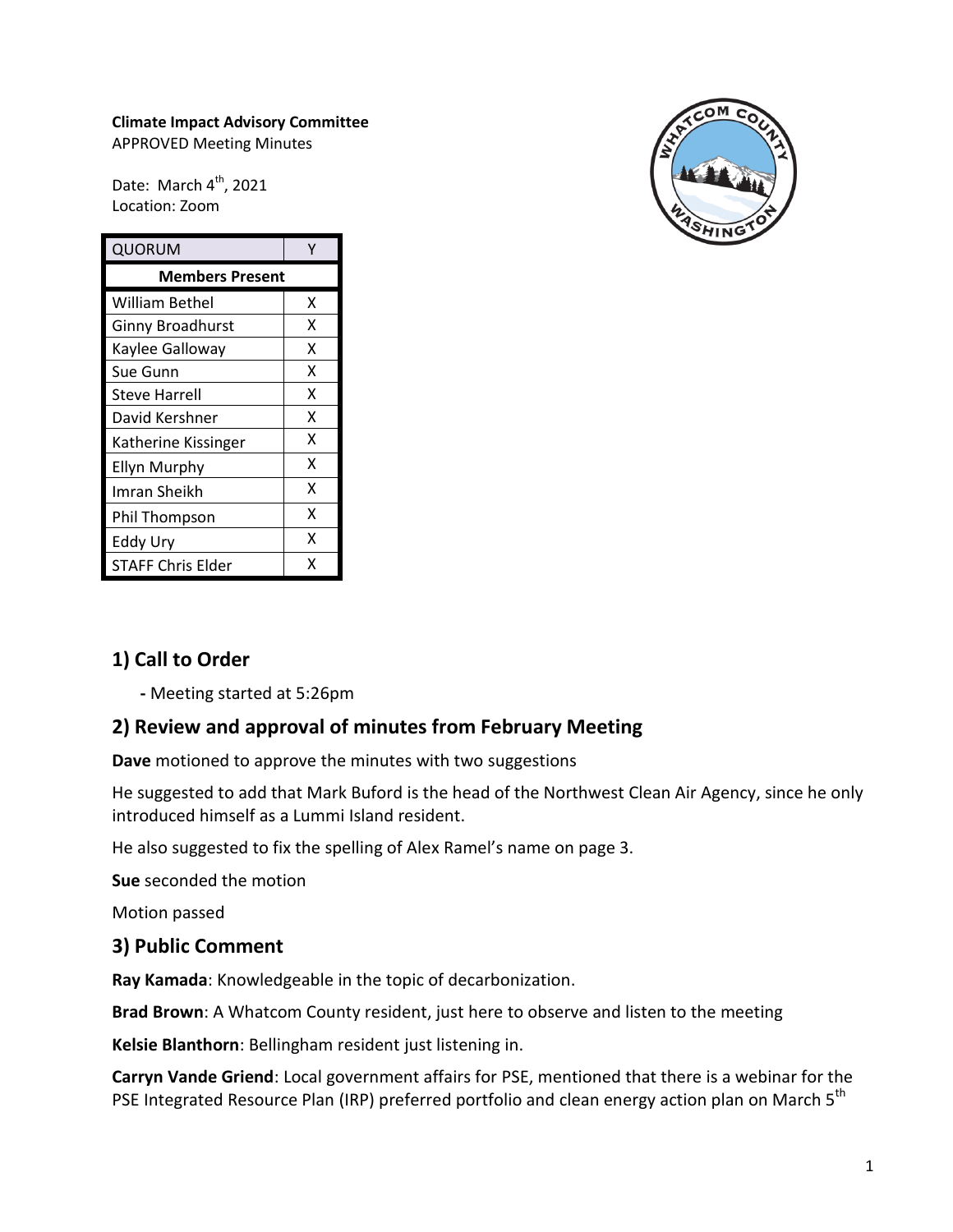**Climate Impact Advisory Committee**
APPROVED Meeting Minutes

Date: March 4th, 2021
Location: Zoom

| QUORUM | Y |
|---|---|
| **Members Present** | |
| William Bethel | X |
| Ginny Broadhurst | X |
| Kaylee Galloway | X |
| Sue Gunn | X |
| Steve Harrell | X |
| David Kershner | X |
| Katherine Kissinger | X |
| Ellyn Murphy | X |
| Imran Sheikh | X |
| Phil Thompson | X |
| Eddy Ury | X |
| STAFF Chris Elder | X |

## 1) Call to Order

- Meeting started at 5:26pm

## 2) Review and approval of minutes from February Meeting

**Dave** motioned to approve the minutes with two suggestions

He suggested to add that Mark Buford is the head of the Northwest Clean Air Agency, since he only introduced himself as a Lummi Island resident.

He also suggested to fix the spelling of Alex Ramel's name on page 3.

**Sue** seconded the motion

Motion passed

## 3) Public Comment

**Ray Kamada**: Knowledgeable in the topic of decarbonization.

**Brad Brown**: A Whatcom County resident, just here to observe and listen to the meeting

**Kelsie Blanthorn**: Bellingham resident just listening in.

**Carryn Vande Griend**: Local government affairs for PSE, mentioned that there is a webinar for the PSE Integrated Resource Plan (IRP) preferred portfolio and clean energy action plan on March 5th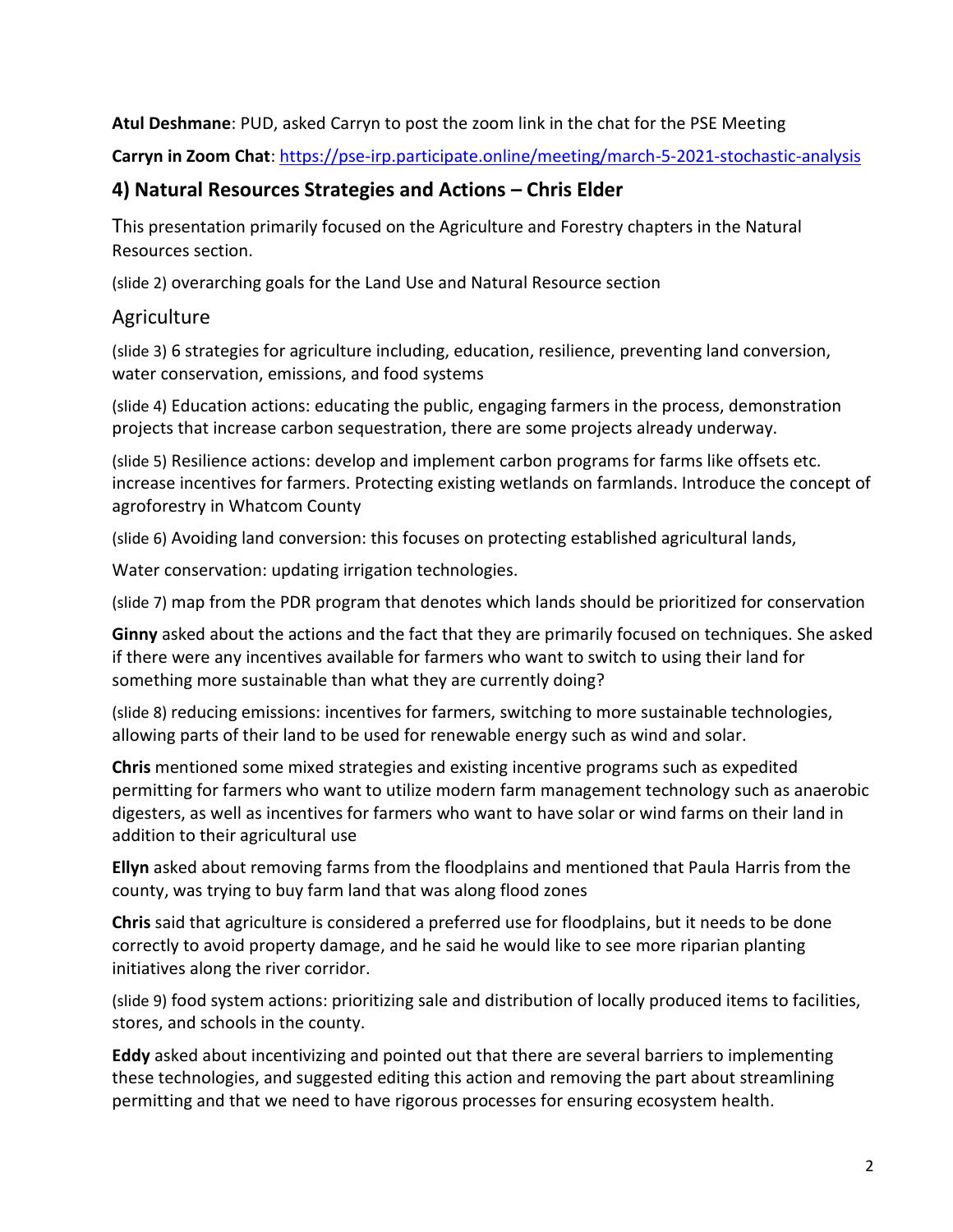**Atul Deshmane**: PUD, asked Carryn to post the zoom link in the chat for the PSE Meeting

**Carryn in Zoom Chat**: https://pse-irp.participate.online/meeting/march-5-2021-stochastic-analysis

## 4) Natural Resources Strategies and Actions – Chris Elder

This presentation primarily focused on the Agriculture and Forestry chapters in the Natural Resources section.

(slide 2) overarching goals for the Land Use and Natural Resource section

### Agriculture

(slide 3) 6 strategies for agriculture including, education, resilience, preventing land conversion, water conservation, emissions, and food systems

(slide 4) Education actions: educating the public, engaging farmers in the process, demonstration projects that increase carbon sequestration, there are some projects already underway.

(slide 5) Resilience actions: develop and implement carbon programs for farms like offsets etc. increase incentives for farmers. Protecting existing wetlands on farmlands. Introduce the concept of agroforestry in Whatcom County

(slide 6) Avoiding land conversion: this focuses on protecting established agricultural lands,

Water conservation: updating irrigation technologies.

(slide 7) map from the PDR program that denotes which lands should be prioritized for conservation

**Ginny** asked about the actions and the fact that they are primarily focused on techniques. She asked if there were any incentives available for farmers who want to switch to using their land for something more sustainable than what they are currently doing?

(slide 8) reducing emissions: incentives for farmers, switching to more sustainable technologies, allowing parts of their land to be used for renewable energy such as wind and solar.

**Chris** mentioned some mixed strategies and existing incentive programs such as expedited permitting for farmers who want to utilize modern farm management technology such as anaerobic digesters, as well as incentives for farmers who want to have solar or wind farms on their land in addition to their agricultural use

**Ellyn** asked about removing farms from the floodplains and mentioned that Paula Harris from the county, was trying to buy farm land that was along flood zones

**Chris** said that agriculture is considered a preferred use for floodplains, but it needs to be done correctly to avoid property damage, and he said he would like to see more riparian planting initiatives along the river corridor.

(slide 9) food system actions: prioritizing sale and distribution of locally produced items to facilities, stores, and schools in the county.

**Eddy** asked about incentivizing and pointed out that there are several barriers to implementing these technologies, and suggested editing this action and removing the part about streamlining permitting and that we need to have rigorous processes for ensuring ecosystem health.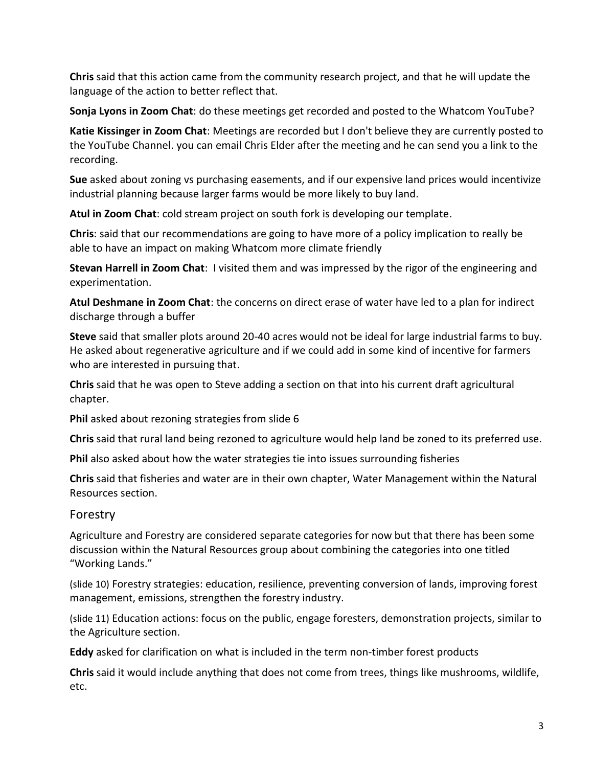**Chris** said that this action came from the community research project, and that he will update the language of the action to better reflect that.

**Sonja Lyons in Zoom Chat**: do these meetings get recorded and posted to the Whatcom YouTube?

**Katie Kissinger in Zoom Chat**: Meetings are recorded but I don't believe they are currently posted to the YouTube Channel. you can email Chris Elder after the meeting and he can send you a link to the recording.

**Sue** asked about zoning vs purchasing easements, and if our expensive land prices would incentivize industrial planning because larger farms would be more likely to buy land.

**Atul in Zoom Chat**: cold stream project on south fork is developing our template.

**Chris**: said that our recommendations are going to have more of a policy implication to really be able to have an impact on making Whatcom more climate friendly

**Stevan Harrell in Zoom Chat**: I visited them and was impressed by the rigor of the engineering and experimentation.

**Atul Deshmane in Zoom Chat**: the concerns on direct erase of water have led to a plan for indirect discharge through a buffer

**Steve** said that smaller plots around 20-40 acres would not be ideal for large industrial farms to buy. He asked about regenerative agriculture and if we could add in some kind of incentive for farmers who are interested in pursuing that.

**Chris** said that he was open to Steve adding a section on that into his current draft agricultural chapter.

**Phil** asked about rezoning strategies from slide 6

**Chris** said that rural land being rezoned to agriculture would help land be zoned to its preferred use.

**Phil** also asked about how the water strategies tie into issues surrounding fisheries

**Chris** said that fisheries and water are in their own chapter, Water Management within the Natural Resources section.

## Forestry

Agriculture and Forestry are considered separate categories for now but that there has been some discussion within the Natural Resources group about combining the categories into one titled "Working Lands."

(slide 10) Forestry strategies: education, resilience, preventing conversion of lands, improving forest management, emissions, strengthen the forestry industry.

(slide 11) Education actions: focus on the public, engage foresters, demonstration projects, similar to the Agriculture section.

**Eddy** asked for clarification on what is included in the term non-timber forest products

**Chris** said it would include anything that does not come from trees, things like mushrooms, wildlife, etc.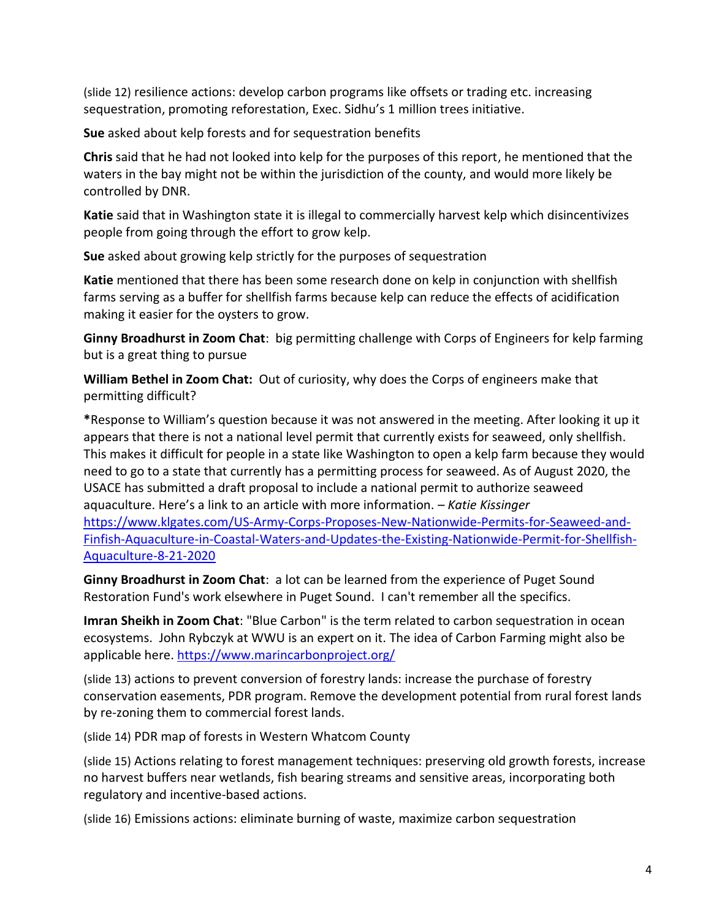(slide 12) resilience actions: develop carbon programs like offsets or trading etc. increasing sequestration, promoting reforestation, Exec. Sidhu's 1 million trees initiative.

**Sue** asked about kelp forests and for sequestration benefits

**Chris** said that he had not looked into kelp for the purposes of this report, he mentioned that the waters in the bay might not be within the jurisdiction of the county, and would more likely be controlled by DNR.

**Katie** said that in Washington state it is illegal to commercially harvest kelp which disincentivizes people from going through the effort to grow kelp.

**Sue** asked about growing kelp strictly for the purposes of sequestration

**Katie** mentioned that there has been some research done on kelp in conjunction with shellfish farms serving as a buffer for shellfish farms because kelp can reduce the effects of acidification making it easier for the oysters to grow.

**Ginny Broadhurst in Zoom Chat**: big permitting challenge with Corps of Engineers for kelp farming but is a great thing to pursue

**William Bethel in Zoom Chat:** Out of curiosity, why does the Corps of engineers make that permitting difficult?

**\***Response to William's question because it was not answered in the meeting. After looking it up it appears that there is not a national level permit that currently exists for seaweed, only shellfish. This makes it difficult for people in a state like Washington to open a kelp farm because they would need to go to a state that currently has a permitting process for seaweed. As of August 2020, the USACE has submitted a draft proposal to include a national permit to authorize seaweed aquaculture. Here's a link to an article with more information. – *Katie Kissinger*
https://www.klgates.com/US-Army-Corps-Proposes-New-Nationwide-Permits-for-Seaweed-and-Finfish-Aquaculture-in-Coastal-Waters-and-Updates-the-Existing-Nationwide-Permit-for-Shellfish-Aquaculture-8-21-2020

**Ginny Broadhurst in Zoom Chat**: a lot can be learned from the experience of Puget Sound Restoration Fund's work elsewhere in Puget Sound. I can't remember all the specifics.

**Imran Sheikh in Zoom Chat**: "Blue Carbon" is the term related to carbon sequestration in ocean ecosystems. John Rybczyk at WWU is an expert on it. The idea of Carbon Farming might also be applicable here. https://www.marincarbonproject.org/

(slide 13) actions to prevent conversion of forestry lands: increase the purchase of forestry conservation easements, PDR program. Remove the development potential from rural forest lands by re-zoning them to commercial forest lands.

(slide 14) PDR map of forests in Western Whatcom County

(slide 15) Actions relating to forest management techniques: preserving old growth forests, increase no harvest buffers near wetlands, fish bearing streams and sensitive areas, incorporating both regulatory and incentive-based actions.

(slide 16) Emissions actions: eliminate burning of waste, maximize carbon sequestration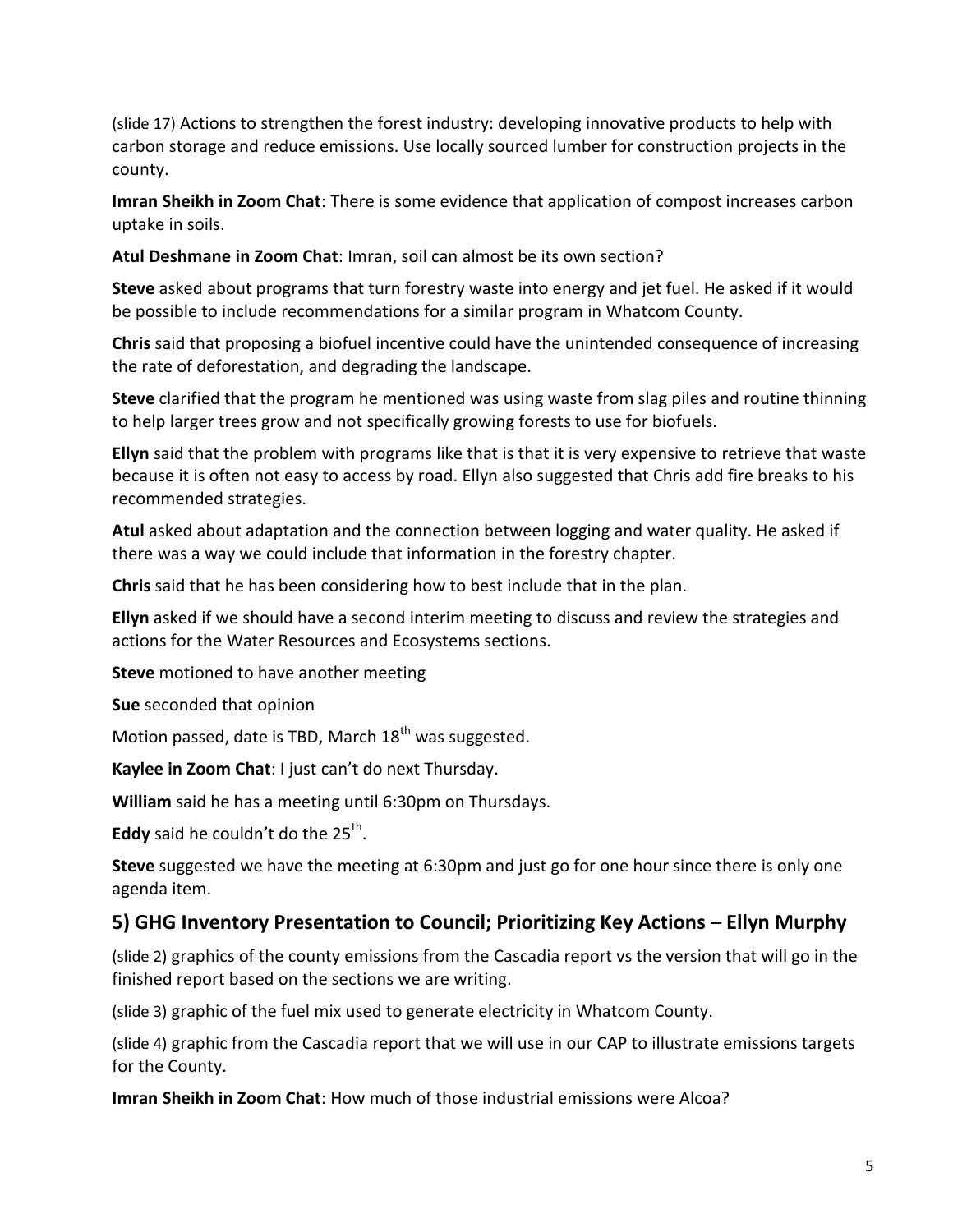(slide 17) Actions to strengthen the forest industry: developing innovative products to help with carbon storage and reduce emissions. Use locally sourced lumber for construction projects in the county.

**Imran Sheikh in Zoom Chat**: There is some evidence that application of compost increases carbon uptake in soils.

**Atul Deshmane in Zoom Chat**: Imran, soil can almost be its own section?

**Steve** asked about programs that turn forestry waste into energy and jet fuel. He asked if it would be possible to include recommendations for a similar program in Whatcom County.

**Chris** said that proposing a biofuel incentive could have the unintended consequence of increasing the rate of deforestation, and degrading the landscape.

**Steve** clarified that the program he mentioned was using waste from slag piles and routine thinning to help larger trees grow and not specifically growing forests to use for biofuels.

**Ellyn** said that the problem with programs like that is that it is very expensive to retrieve that waste because it is often not easy to access by road. Ellyn also suggested that Chris add fire breaks to his recommended strategies.

**Atul** asked about adaptation and the connection between logging and water quality. He asked if there was a way we could include that information in the forestry chapter.

**Chris** said that he has been considering how to best include that in the plan.

**Ellyn** asked if we should have a second interim meeting to discuss and review the strategies and actions for the Water Resources and Ecosystems sections.

**Steve** motioned to have another meeting

**Sue** seconded that opinion

Motion passed, date is TBD, March 18th was suggested.

**Kaylee in Zoom Chat**: I just can't do next Thursday.

**William** said he has a meeting until 6:30pm on Thursdays.

**Eddy** said he couldn't do the 25th.

**Steve** suggested we have the meeting at 6:30pm and just go for one hour since there is only one agenda item.

## 5) GHG Inventory Presentation to Council; Prioritizing Key Actions – Ellyn Murphy

(slide 2) graphics of the county emissions from the Cascadia report vs the version that will go in the finished report based on the sections we are writing.

(slide 3) graphic of the fuel mix used to generate electricity in Whatcom County.

(slide 4) graphic from the Cascadia report that we will use in our CAP to illustrate emissions targets for the County.

**Imran Sheikh in Zoom Chat**: How much of those industrial emissions were Alcoa?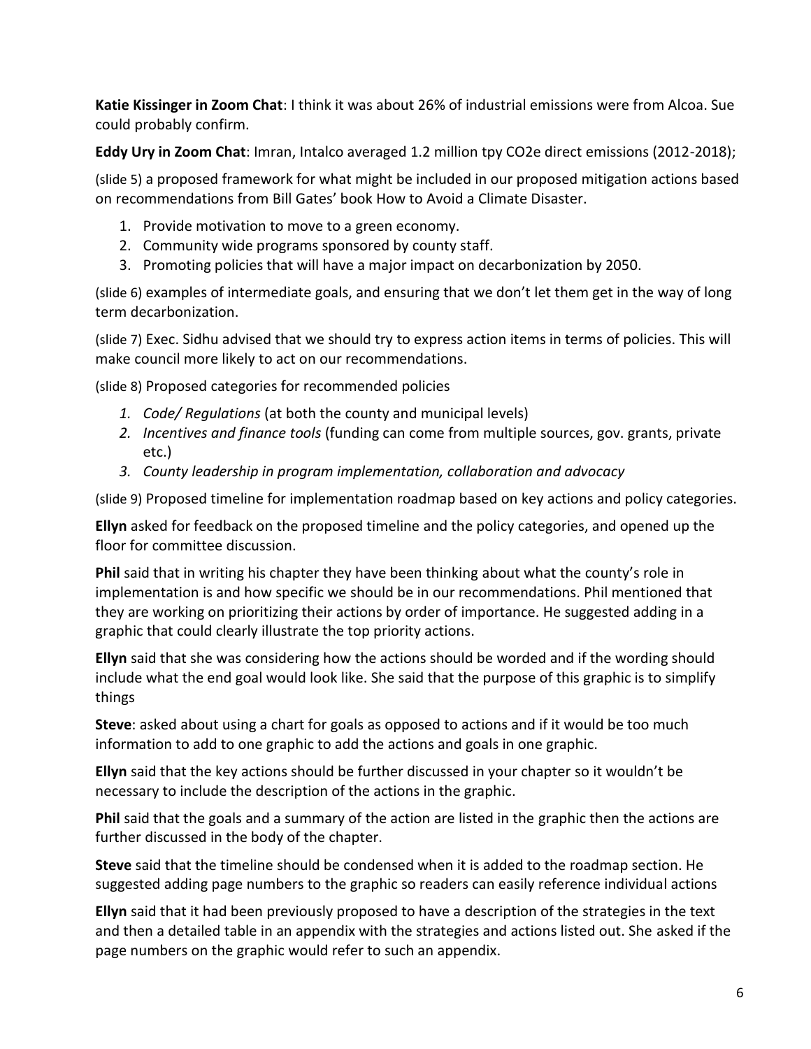**Katie Kissinger in Zoom Chat**: I think it was about 26% of industrial emissions were from Alcoa. Sue could probably confirm.

**Eddy Ury in Zoom Chat**: Imran, Intalco averaged 1.2 million tpy CO2e direct emissions (2012-2018);

(slide 5) a proposed framework for what might be included in our proposed mitigation actions based on recommendations from Bill Gates' book How to Avoid a Climate Disaster.

1. Provide motivation to move to a green economy.
2. Community wide programs sponsored by county staff.
3. Promoting policies that will have a major impact on decarbonization by 2050.

(slide 6) examples of intermediate goals, and ensuring that we don't let them get in the way of long term decarbonization.

(slide 7) Exec. Sidhu advised that we should try to express action items in terms of policies. This will make council more likely to act on our recommendations.

(slide 8) Proposed categories for recommended policies

1. *Code/ Regulations* (at both the county and municipal levels)
2. *Incentives and finance tools* (funding can come from multiple sources, gov. grants, private etc.)
3. *County leadership in program implementation, collaboration and advocacy*

(slide 9) Proposed timeline for implementation roadmap based on key actions and policy categories.

**Ellyn** asked for feedback on the proposed timeline and the policy categories, and opened up the floor for committee discussion.

**Phil** said that in writing his chapter they have been thinking about what the county's role in implementation is and how specific we should be in our recommendations. Phil mentioned that they are working on prioritizing their actions by order of importance. He suggested adding in a graphic that could clearly illustrate the top priority actions.

**Ellyn** said that she was considering how the actions should be worded and if the wording should include what the end goal would look like. She said that the purpose of this graphic is to simplify things

**Steve**: asked about using a chart for goals as opposed to actions and if it would be too much information to add to one graphic to add the actions and goals in one graphic.

**Ellyn** said that the key actions should be further discussed in your chapter so it wouldn't be necessary to include the description of the actions in the graphic.

**Phil** said that the goals and a summary of the action are listed in the graphic then the actions are further discussed in the body of the chapter.

**Steve** said that the timeline should be condensed when it is added to the roadmap section. He suggested adding page numbers to the graphic so readers can easily reference individual actions

**Ellyn** said that it had been previously proposed to have a description of the strategies in the text and then a detailed table in an appendix with the strategies and actions listed out. She asked if the page numbers on the graphic would refer to such an appendix.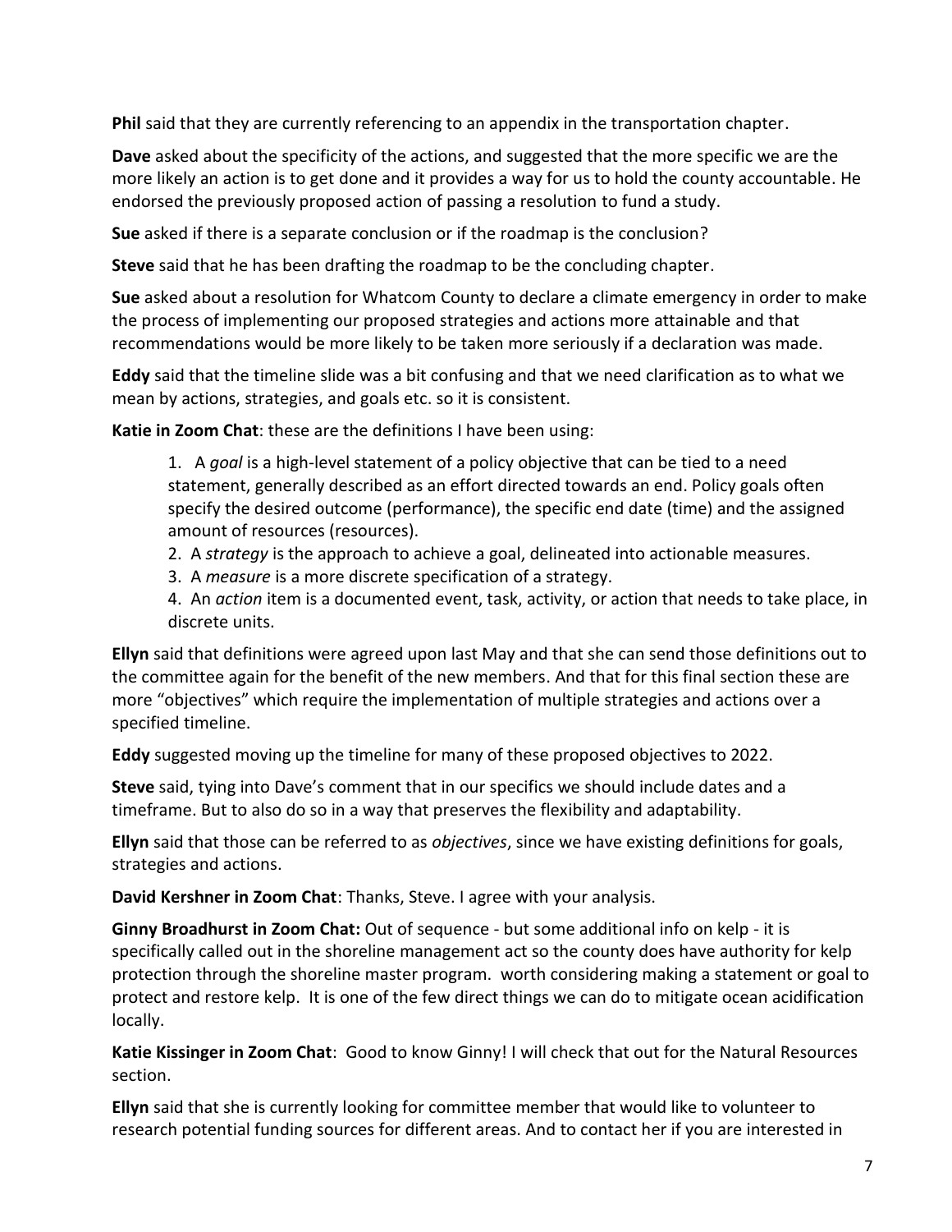**Phil** said that they are currently referencing to an appendix in the transportation chapter.

**Dave** asked about the specificity of the actions, and suggested that the more specific we are the more likely an action is to get done and it provides a way for us to hold the county accountable. He endorsed the previously proposed action of passing a resolution to fund a study.

**Sue** asked if there is a separate conclusion or if the roadmap is the conclusion?

**Steve** said that he has been drafting the roadmap to be the concluding chapter.

**Sue** asked about a resolution for Whatcom County to declare a climate emergency in order to make the process of implementing our proposed strategies and actions more attainable and that recommendations would be more likely to be taken more seriously if a declaration was made.

**Eddy** said that the timeline slide was a bit confusing and that we need clarification as to what we mean by actions, strategies, and goals etc. so it is consistent.

**Katie in Zoom Chat**: these are the definitions I have been using:

> 1. A *goal* is a high-level statement of a policy objective that can be tied to a need statement, generally described as an effort directed towards an end. Policy goals often specify the desired outcome (performance), the specific end date (time) and the assigned amount of resources (resources).
> 2. A *strategy* is the approach to achieve a goal, delineated into actionable measures.
> 3. A *measure* is a more discrete specification of a strategy.
> 4. An *action* item is a documented event, task, activity, or action that needs to take place, in discrete units.

**Ellyn** said that definitions were agreed upon last May and that she can send those definitions out to the committee again for the benefit of the new members. And that for this final section these are more "objectives" which require the implementation of multiple strategies and actions over a specified timeline.

**Eddy** suggested moving up the timeline for many of these proposed objectives to 2022.

**Steve** said, tying into Dave's comment that in our specifics we should include dates and a timeframe. But to also do so in a way that preserves the flexibility and adaptability.

**Ellyn** said that those can be referred to as *objectives*, since we have existing definitions for goals, strategies and actions.

**David Kershner in Zoom Chat**: Thanks, Steve. I agree with your analysis.

**Ginny Broadhurst in Zoom Chat:** Out of sequence - but some additional info on kelp - it is specifically called out in the shoreline management act so the county does have authority for kelp protection through the shoreline master program. worth considering making a statement or goal to protect and restore kelp. It is one of the few direct things we can do to mitigate ocean acidification locally.

**Katie Kissinger in Zoom Chat**: Good to know Ginny! I will check that out for the Natural Resources section.

**Ellyn** said that she is currently looking for committee member that would like to volunteer to research potential funding sources for different areas. And to contact her if you are interested in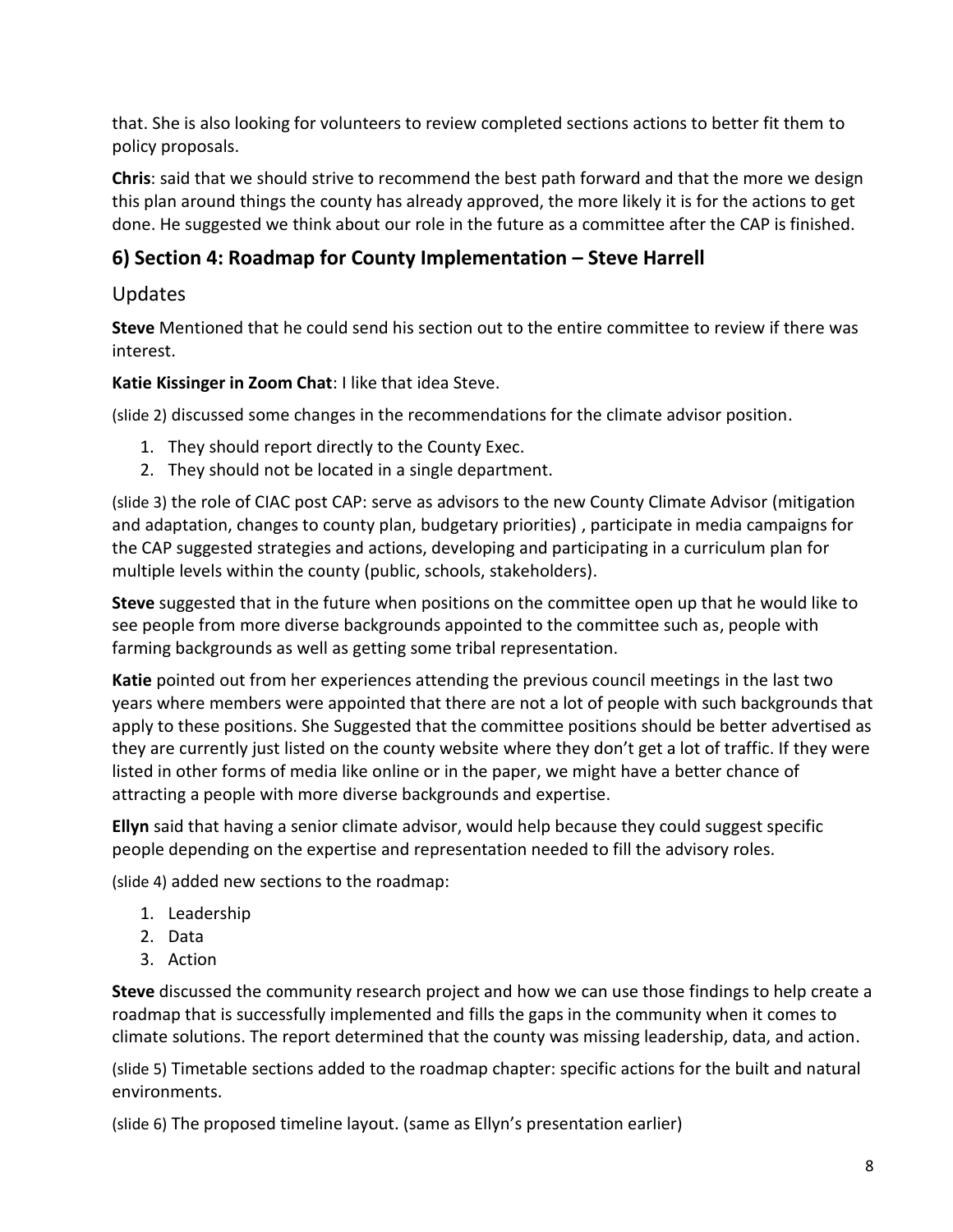that. She is also looking for volunteers to review completed sections actions to better fit them to policy proposals.

**Chris**: said that we should strive to recommend the best path forward and that the more we design this plan around things the county has already approved, the more likely it is for the actions to get done. He suggested we think about our role in the future as a committee after the CAP is finished.

## 6) Section 4: Roadmap for County Implementation – Steve Harrell

### Updates

**Steve** Mentioned that he could send his section out to the entire committee to review if there was interest.

**Katie Kissinger in Zoom Chat**: I like that idea Steve.

(slide 2) discussed some changes in the recommendations for the climate advisor position.

1. They should report directly to the County Exec.
2. They should not be located in a single department.

(slide 3) the role of CIAC post CAP: serve as advisors to the new County Climate Advisor (mitigation and adaptation, changes to county plan, budgetary priorities) , participate in media campaigns for the CAP suggested strategies and actions, developing and participating in a curriculum plan for multiple levels within the county (public, schools, stakeholders).

**Steve** suggested that in the future when positions on the committee open up that he would like to see people from more diverse backgrounds appointed to the committee such as, people with farming backgrounds as well as getting some tribal representation.

**Katie** pointed out from her experiences attending the previous council meetings in the last two years where members were appointed that there are not a lot of people with such backgrounds that apply to these positions. She Suggested that the committee positions should be better advertised as they are currently just listed on the county website where they don't get a lot of traffic. If they were listed in other forms of media like online or in the paper, we might have a better chance of attracting a people with more diverse backgrounds and expertise.

**Ellyn** said that having a senior climate advisor, would help because they could suggest specific people depending on the expertise and representation needed to fill the advisory roles.

(slide 4) added new sections to the roadmap:

1. Leadership
2. Data
3. Action

**Steve** discussed the community research project and how we can use those findings to help create a roadmap that is successfully implemented and fills the gaps in the community when it comes to climate solutions. The report determined that the county was missing leadership, data, and action.

(slide 5) Timetable sections added to the roadmap chapter: specific actions for the built and natural environments.

(slide 6) The proposed timeline layout. (same as Ellyn's presentation earlier)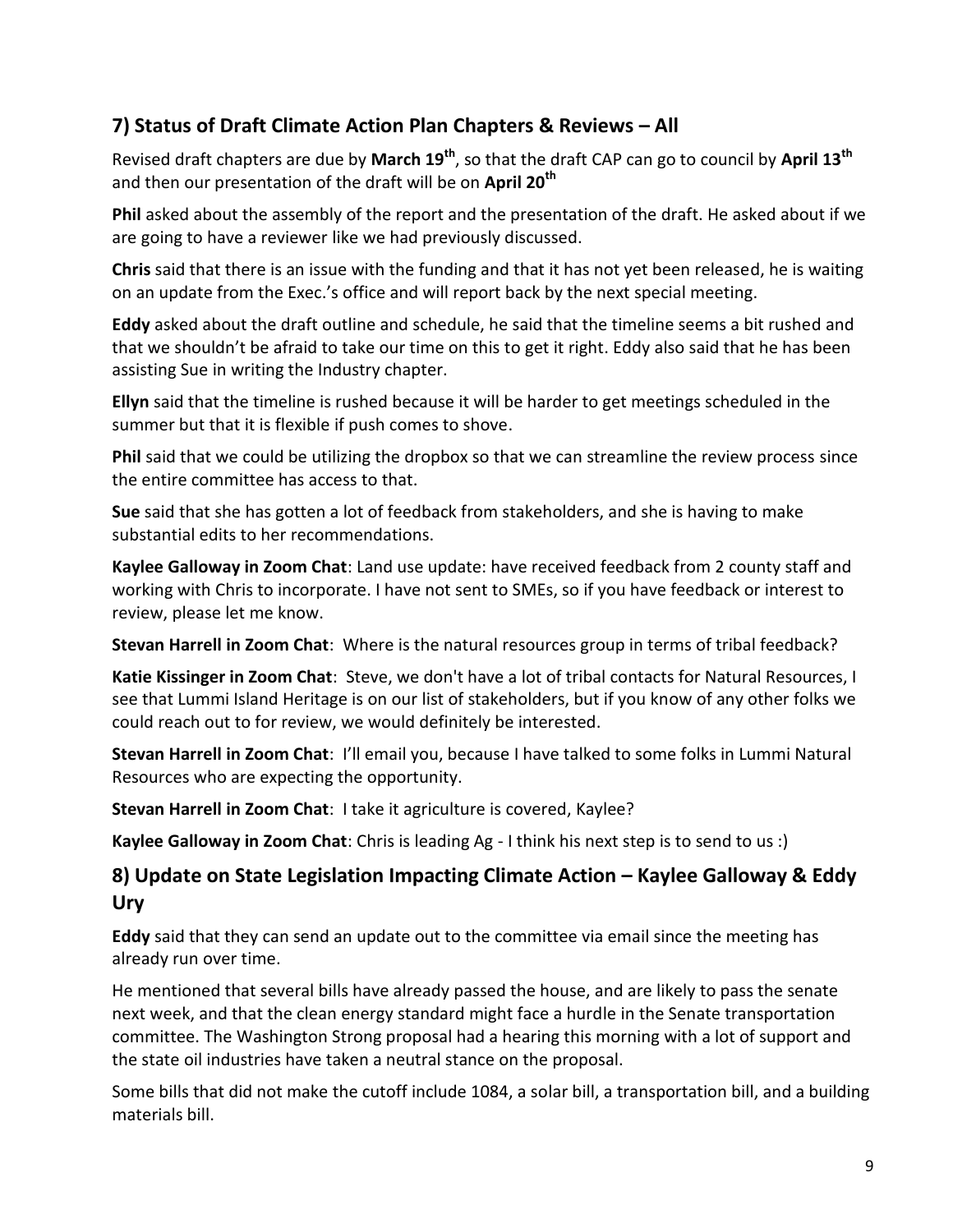## 7) Status of Draft Climate Action Plan Chapters & Reviews – All

Revised draft chapters are due by **March 19th**, so that the draft CAP can go to council by **April 13th** and then our presentation of the draft will be on **April 20th**

**Phil** asked about the assembly of the report and the presentation of the draft. He asked about if we are going to have a reviewer like we had previously discussed.

**Chris** said that there is an issue with the funding and that it has not yet been released, he is waiting on an update from the Exec.'s office and will report back by the next special meeting.

**Eddy** asked about the draft outline and schedule, he said that the timeline seems a bit rushed and that we shouldn't be afraid to take our time on this to get it right. Eddy also said that he has been assisting Sue in writing the Industry chapter.

**Ellyn** said that the timeline is rushed because it will be harder to get meetings scheduled in the summer but that it is flexible if push comes to shove.

**Phil** said that we could be utilizing the dropbox so that we can streamline the review process since the entire committee has access to that.

**Sue** said that she has gotten a lot of feedback from stakeholders, and she is having to make substantial edits to her recommendations.

**Kaylee Galloway in Zoom Chat**: Land use update: have received feedback from 2 county staff and working with Chris to incorporate. I have not sent to SMEs, so if you have feedback or interest to review, please let me know.

**Stevan Harrell in Zoom Chat**: Where is the natural resources group in terms of tribal feedback?

**Katie Kissinger in Zoom Chat**: Steve, we don't have a lot of tribal contacts for Natural Resources, I see that Lummi Island Heritage is on our list of stakeholders, but if you know of any other folks we could reach out to for review, we would definitely be interested.

**Stevan Harrell in Zoom Chat**: I'll email you, because I have talked to some folks in Lummi Natural Resources who are expecting the opportunity.

**Stevan Harrell in Zoom Chat**: I take it agriculture is covered, Kaylee?

**Kaylee Galloway in Zoom Chat**: Chris is leading Ag - I think his next step is to send to us :)

## 8) Update on State Legislation Impacting Climate Action – Kaylee Galloway & Eddy Ury

**Eddy** said that they can send an update out to the committee via email since the meeting has already run over time.

He mentioned that several bills have already passed the house, and are likely to pass the senate next week, and that the clean energy standard might face a hurdle in the Senate transportation committee. The Washington Strong proposal had a hearing this morning with a lot of support and the state oil industries have taken a neutral stance on the proposal.

Some bills that did not make the cutoff include 1084, a solar bill, a transportation bill, and a building materials bill.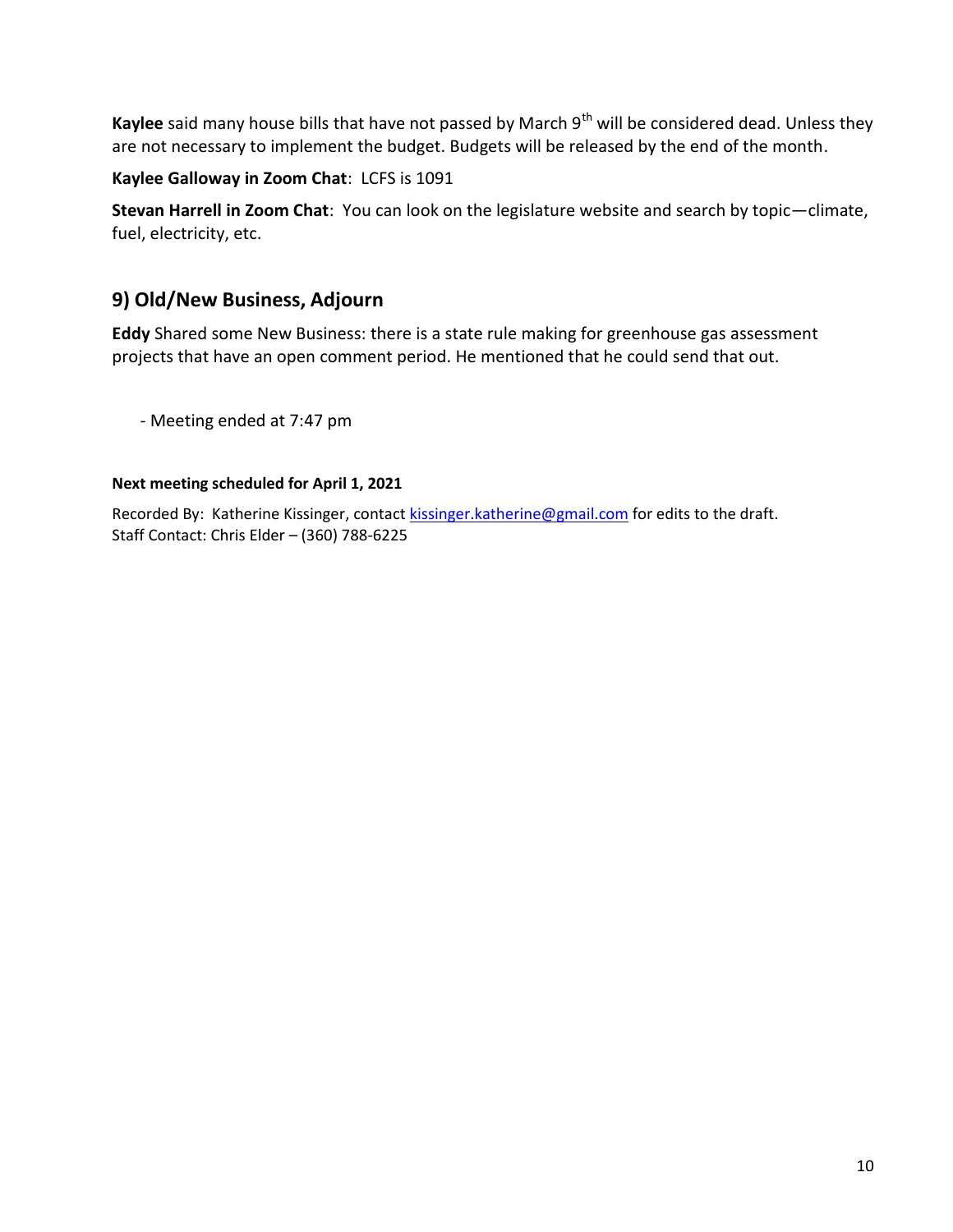**Kaylee** said many house bills that have not passed by March 9th will be considered dead. Unless they are not necessary to implement the budget. Budgets will be released by the end of the month.

**Kaylee Galloway in Zoom Chat**: LCFS is 1091

**Stevan Harrell in Zoom Chat**: You can look on the legislature website and search by topic—climate, fuel, electricity, etc.

## 9) Old/New Business, Adjourn

**Eddy** Shared some New Business: there is a state rule making for greenhouse gas assessment projects that have an open comment period. He mentioned that he could send that out.

- Meeting ended at 7:47 pm

**Next meeting scheduled for April 1, 2021**

Recorded By: Katherine Kissinger, contact kissinger.katherine@gmail.com for edits to the draft.
Staff Contact: Chris Elder – (360) 788-6225